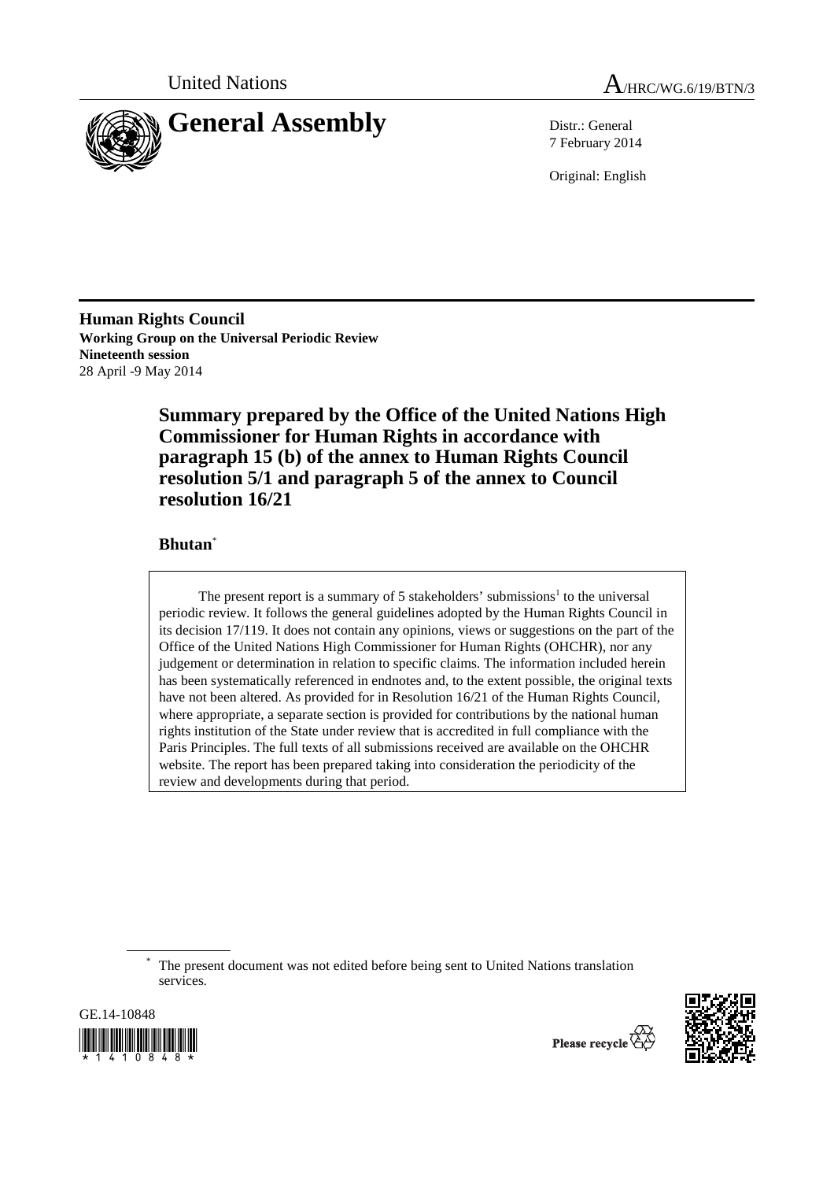United Nations

A/HRC/WG.6/19/BTN/3

# General Assembly

Distr.: General
7 February 2014

Original: English

**Human Rights Council**
**Working Group on the Universal Periodic Review**
**Nineteenth session**
28 April -9 May 2014

## Summary prepared by the Office of the United Nations High Commissioner for Human Rights in accordance with paragraph 15 (b) of the annex to Human Rights Council resolution 5/1 and paragraph 5 of the annex to Council resolution 16/21

### Bhutan*

The present report is a summary of 5 stakeholders' submissions[1] to the universal periodic review. It follows the general guidelines adopted by the Human Rights Council in its decision 17/119. It does not contain any opinions, views or suggestions on the part of the Office of the United Nations High Commissioner for Human Rights (OHCHR), nor any judgement or determination in relation to specific claims. The information included herein has been systematically referenced in endnotes and, to the extent possible, the original texts have not been altered. As provided for in Resolution 16/21 of the Human Rights Council, where appropriate, a separate section is provided for contributions by the national human rights institution of the State under review that is accredited in full compliance with the Paris Principles. The full texts of all submissions received are available on the OHCHR website. The report has been prepared taking into consideration the periodicity of the review and developments during that period.

* The present document was not edited before being sent to United Nations translation services.

GE.14-10848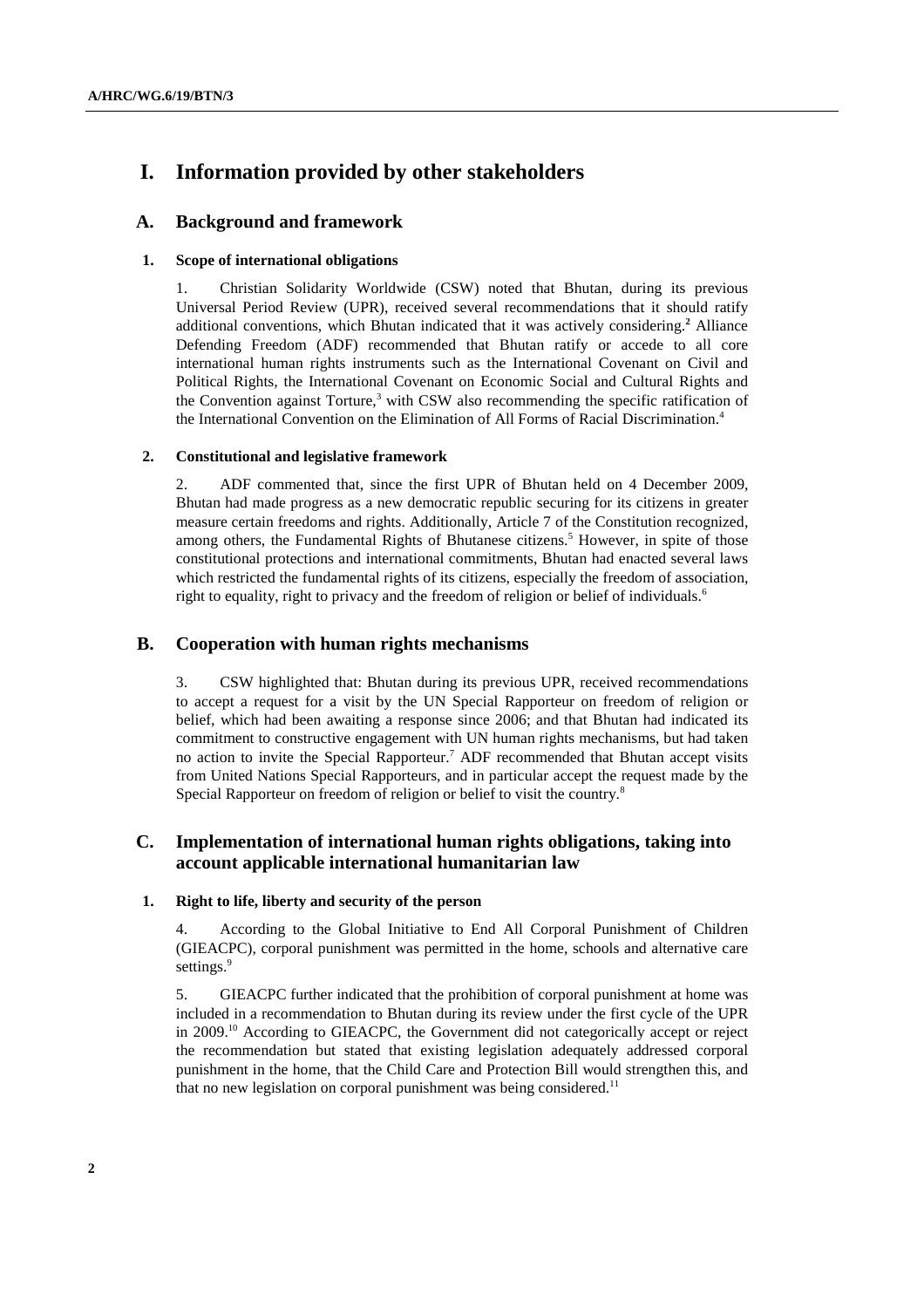# I. Information provided by other stakeholders

## A. Background and framework

### 1. Scope of international obligations

1. Christian Solidarity Worldwide (CSW) noted that Bhutan, during its previous Universal Period Review (UPR), received several recommendations that it should ratify additional conventions, which Bhutan indicated that it was actively considering.[2] Alliance Defending Freedom (ADF) recommended that Bhutan ratify or accede to all core international human rights instruments such as the International Covenant on Civil and Political Rights, the International Covenant on Economic Social and Cultural Rights and the Convention against Torture,[3] with CSW also recommending the specific ratification of the International Convention on the Elimination of All Forms of Racial Discrimination.[4]

### 2. Constitutional and legislative framework

2. ADF commented that, since the first UPR of Bhutan held on 4 December 2009, Bhutan had made progress as a new democratic republic securing for its citizens in greater measure certain freedoms and rights. Additionally, Article 7 of the Constitution recognized, among others, the Fundamental Rights of Bhutanese citizens.[5] However, in spite of those constitutional protections and international commitments, Bhutan had enacted several laws which restricted the fundamental rights of its citizens, especially the freedom of association, right to equality, right to privacy and the freedom of religion or belief of individuals.[6]

## B. Cooperation with human rights mechanisms

3. CSW highlighted that: Bhutan during its previous UPR, received recommendations to accept a request for a visit by the UN Special Rapporteur on freedom of religion or belief, which had been awaiting a response since 2006; and that Bhutan had indicated its commitment to constructive engagement with UN human rights mechanisms, but had taken no action to invite the Special Rapporteur.[7] ADF recommended that Bhutan accept visits from United Nations Special Rapporteurs, and in particular accept the request made by the Special Rapporteur on freedom of religion or belief to visit the country.[8]

## C. Implementation of international human rights obligations, taking into account applicable international humanitarian law

### 1. Right to life, liberty and security of the person

4. According to the Global Initiative to End All Corporal Punishment of Children (GIEACPC), corporal punishment was permitted in the home, schools and alternative care settings.[9]

5. GIEACPC further indicated that the prohibition of corporal punishment at home was included in a recommendation to Bhutan during its review under the first cycle of the UPR in 2009.[10] According to GIEACPC, the Government did not categorically accept or reject the recommendation but stated that existing legislation adequately addressed corporal punishment in the home, that the Child Care and Protection Bill would strengthen this, and that no new legislation on corporal punishment was being considered.[11]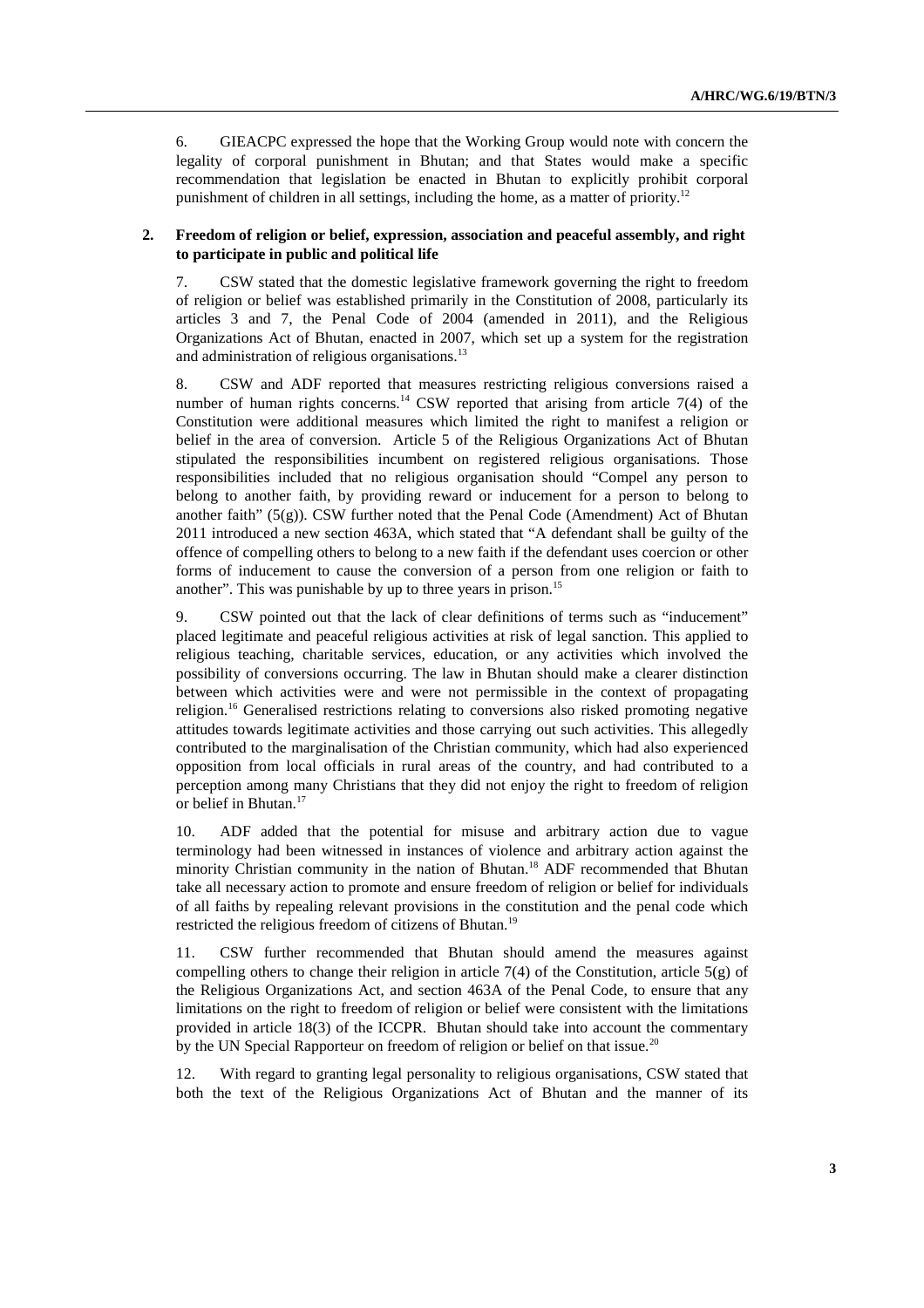6. GIEACPC expressed the hope that the Working Group would note with concern the legality of corporal punishment in Bhutan; and that States would make a specific recommendation that legislation be enacted in Bhutan to explicitly prohibit corporal punishment of children in all settings, including the home, as a matter of priority.[12]

### 2. Freedom of religion or belief, expression, association and peaceful assembly, and right to participate in public and political life

7. CSW stated that the domestic legislative framework governing the right to freedom of religion or belief was established primarily in the Constitution of 2008, particularly its articles 3 and 7, the Penal Code of 2004 (amended in 2011), and the Religious Organizations Act of Bhutan, enacted in 2007, which set up a system for the registration and administration of religious organisations.[13]

8. CSW and ADF reported that measures restricting religious conversions raised a number of human rights concerns.[14] CSW reported that arising from article 7(4) of the Constitution were additional measures which limited the right to manifest a religion or belief in the area of conversion. Article 5 of the Religious Organizations Act of Bhutan stipulated the responsibilities incumbent on registered religious organisations. Those responsibilities included that no religious organisation should "Compel any person to belong to another faith, by providing reward or inducement for a person to belong to another faith" (5(g)). CSW further noted that the Penal Code (Amendment) Act of Bhutan 2011 introduced a new section 463A, which stated that "A defendant shall be guilty of the offence of compelling others to belong to a new faith if the defendant uses coercion or other forms of inducement to cause the conversion of a person from one religion or faith to another". This was punishable by up to three years in prison.[15]

9. CSW pointed out that the lack of clear definitions of terms such as "inducement" placed legitimate and peaceful religious activities at risk of legal sanction. This applied to religious teaching, charitable services, education, or any activities which involved the possibility of conversions occurring. The law in Bhutan should make a clearer distinction between which activities were and were not permissible in the context of propagating religion.[16] Generalised restrictions relating to conversions also risked promoting negative attitudes towards legitimate activities and those carrying out such activities. This allegedly contributed to the marginalisation of the Christian community, which had also experienced opposition from local officials in rural areas of the country, and had contributed to a perception among many Christians that they did not enjoy the right to freedom of religion or belief in Bhutan.[17]

10. ADF added that the potential for misuse and arbitrary action due to vague terminology had been witnessed in instances of violence and arbitrary action against the minority Christian community in the nation of Bhutan.[18] ADF recommended that Bhutan take all necessary action to promote and ensure freedom of religion or belief for individuals of all faiths by repealing relevant provisions in the constitution and the penal code which restricted the religious freedom of citizens of Bhutan.[19]

11. CSW further recommended that Bhutan should amend the measures against compelling others to change their religion in article 7(4) of the Constitution, article 5(g) of the Religious Organizations Act, and section 463A of the Penal Code, to ensure that any limitations on the right to freedom of religion or belief were consistent with the limitations provided in article 18(3) of the ICCPR. Bhutan should take into account the commentary by the UN Special Rapporteur on freedom of religion or belief on that issue.[20]

12. With regard to granting legal personality to religious organisations, CSW stated that both the text of the Religious Organizations Act of Bhutan and the manner of its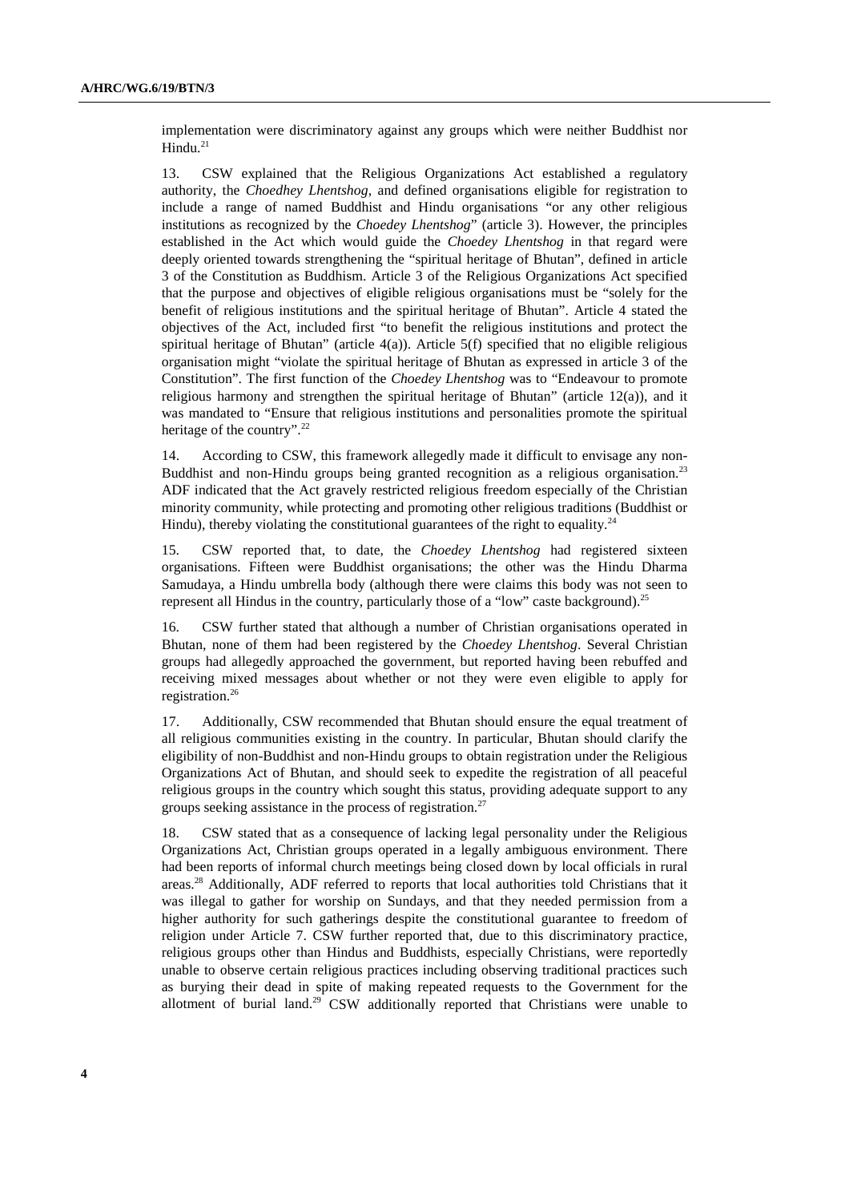implementation were discriminatory against any groups which were neither Buddhist nor Hindu.[21]

13. CSW explained that the Religious Organizations Act established a regulatory authority, the *Choedhey Lhentshog*, and defined organisations eligible for registration to include a range of named Buddhist and Hindu organisations "or any other religious institutions as recognized by the *Choedey Lhentshog*" (article 3). However, the principles established in the Act which would guide the *Choedey Lhentshog* in that regard were deeply oriented towards strengthening the "spiritual heritage of Bhutan", defined in article 3 of the Constitution as Buddhism. Article 3 of the Religious Organizations Act specified that the purpose and objectives of eligible religious organisations must be "solely for the benefit of religious institutions and the spiritual heritage of Bhutan". Article 4 stated the objectives of the Act, included first "to benefit the religious institutions and protect the spiritual heritage of Bhutan" (article 4(a)). Article 5(f) specified that no eligible religious organisation might "violate the spiritual heritage of Bhutan as expressed in article 3 of the Constitution". The first function of the *Choedey Lhentshog* was to "Endeavour to promote religious harmony and strengthen the spiritual heritage of Bhutan" (article 12(a)), and it was mandated to "Ensure that religious institutions and personalities promote the spiritual heritage of the country".[22]

14. According to CSW, this framework allegedly made it difficult to envisage any non-Buddhist and non-Hindu groups being granted recognition as a religious organisation.[23] ADF indicated that the Act gravely restricted religious freedom especially of the Christian minority community, while protecting and promoting other religious traditions (Buddhist or Hindu), thereby violating the constitutional guarantees of the right to equality.[24]

15. CSW reported that, to date, the *Choedey Lhentshog* had registered sixteen organisations. Fifteen were Buddhist organisations; the other was the Hindu Dharma Samudaya, a Hindu umbrella body (although there were claims this body was not seen to represent all Hindus in the country, particularly those of a "low" caste background).[25]

16. CSW further stated that although a number of Christian organisations operated in Bhutan, none of them had been registered by the *Choedey Lhentshog*. Several Christian groups had allegedly approached the government, but reported having been rebuffed and receiving mixed messages about whether or not they were even eligible to apply for registration.[26]

17. Additionally, CSW recommended that Bhutan should ensure the equal treatment of all religious communities existing in the country. In particular, Bhutan should clarify the eligibility of non-Buddhist and non-Hindu groups to obtain registration under the Religious Organizations Act of Bhutan, and should seek to expedite the registration of all peaceful religious groups in the country which sought this status, providing adequate support to any groups seeking assistance in the process of registration.[27]

18. CSW stated that as a consequence of lacking legal personality under the Religious Organizations Act, Christian groups operated in a legally ambiguous environment. There had been reports of informal church meetings being closed down by local officials in rural areas.[28] Additionally, ADF referred to reports that local authorities told Christians that it was illegal to gather for worship on Sundays, and that they needed permission from a higher authority for such gatherings despite the constitutional guarantee to freedom of religion under Article 7. CSW further reported that, due to this discriminatory practice, religious groups other than Hindus and Buddhists, especially Christians, were reportedly unable to observe certain religious practices including observing traditional practices such as burying their dead in spite of making repeated requests to the Government for the allotment of burial land.[29] CSW additionally reported that Christians were unable to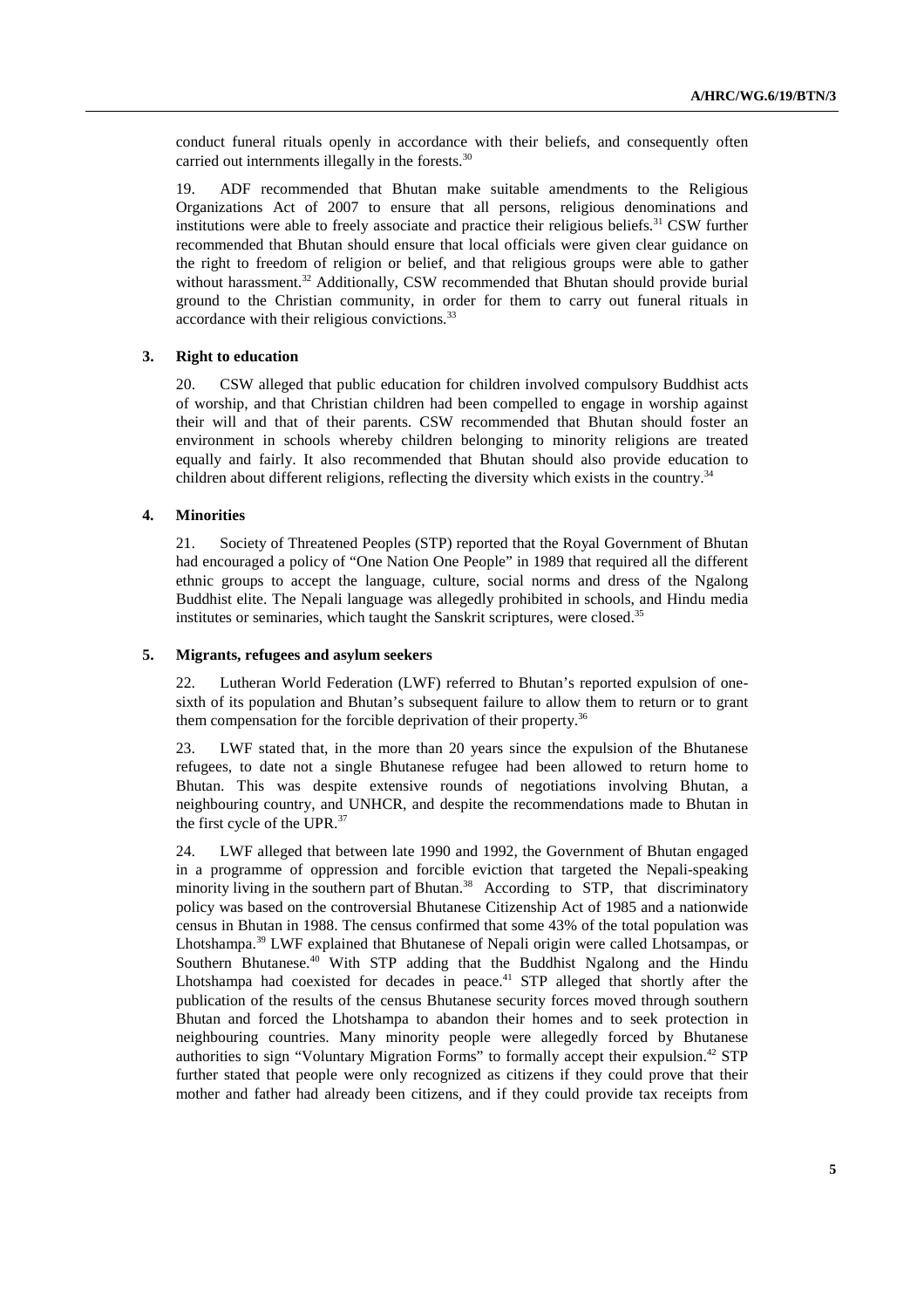conduct funeral rituals openly in accordance with their beliefs, and consequently often carried out internments illegally in the forests.[30]

19. ADF recommended that Bhutan make suitable amendments to the Religious Organizations Act of 2007 to ensure that all persons, religious denominations and institutions were able to freely associate and practice their religious beliefs.[31] CSW further recommended that Bhutan should ensure that local officials were given clear guidance on the right to freedom of religion or belief, and that religious groups were able to gather without harassment.[32] Additionally, CSW recommended that Bhutan should provide burial ground to the Christian community, in order for them to carry out funeral rituals in accordance with their religious convictions.[33]

### 3. Right to education

20. CSW alleged that public education for children involved compulsory Buddhist acts of worship, and that Christian children had been compelled to engage in worship against their will and that of their parents. CSW recommended that Bhutan should foster an environment in schools whereby children belonging to minority religions are treated equally and fairly. It also recommended that Bhutan should also provide education to children about different religions, reflecting the diversity which exists in the country.[34]

### 4. Minorities

21. Society of Threatened Peoples (STP) reported that the Royal Government of Bhutan had encouraged a policy of "One Nation One People" in 1989 that required all the different ethnic groups to accept the language, culture, social norms and dress of the Ngalong Buddhist elite. The Nepali language was allegedly prohibited in schools, and Hindu media institutes or seminaries, which taught the Sanskrit scriptures, were closed.[35]

### 5. Migrants, refugees and asylum seekers

22. Lutheran World Federation (LWF) referred to Bhutan's reported expulsion of one-sixth of its population and Bhutan's subsequent failure to allow them to return or to grant them compensation for the forcible deprivation of their property.[36]

23. LWF stated that, in the more than 20 years since the expulsion of the Bhutanese refugees, to date not a single Bhutanese refugee had been allowed to return home to Bhutan. This was despite extensive rounds of negotiations involving Bhutan, a neighbouring country, and UNHCR, and despite the recommendations made to Bhutan in the first cycle of the UPR.[37]

24. LWF alleged that between late 1990 and 1992, the Government of Bhutan engaged in a programme of oppression and forcible eviction that targeted the Nepali-speaking minority living in the southern part of Bhutan.[38] According to STP, that discriminatory policy was based on the controversial Bhutanese Citizenship Act of 1985 and a nationwide census in Bhutan in 1988. The census confirmed that some 43% of the total population was Lhotshampa.[39] LWF explained that Bhutanese of Nepali origin were called Lhotsampas, or Southern Bhutanese.[40] With STP adding that the Buddhist Ngalong and the Hindu Lhotshampa had coexisted for decades in peace.[41] STP alleged that shortly after the publication of the results of the census Bhutanese security forces moved through southern Bhutan and forced the Lhotshampa to abandon their homes and to seek protection in neighbouring countries. Many minority people were allegedly forced by Bhutanese authorities to sign "Voluntary Migration Forms" to formally accept their expulsion.[42] STP further stated that people were only recognized as citizens if they could prove that their mother and father had already been citizens, and if they could provide tax receipts from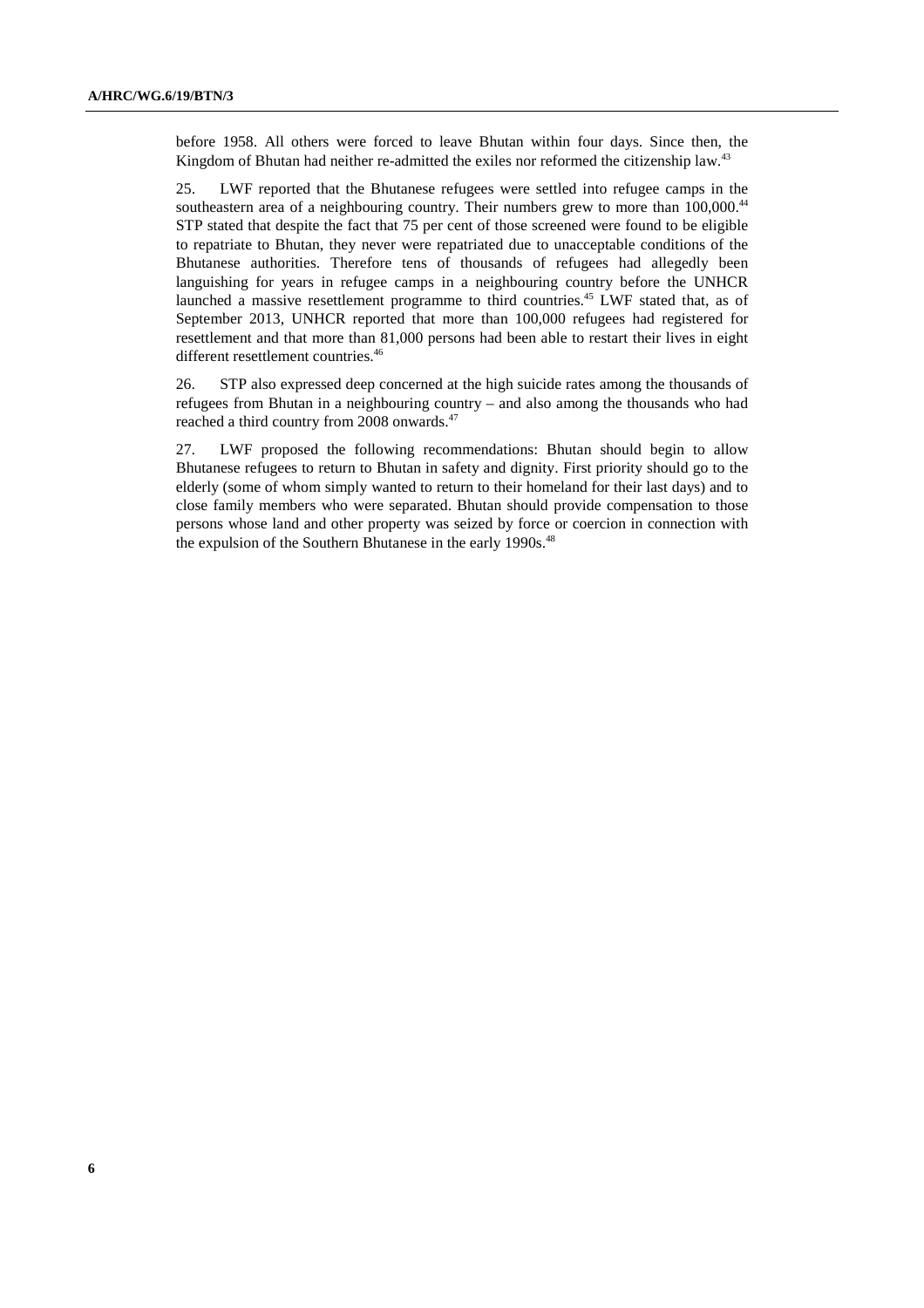before 1958. All others were forced to leave Bhutan within four days. Since then, the Kingdom of Bhutan had neither re-admitted the exiles nor reformed the citizenship law.[43]

25. LWF reported that the Bhutanese refugees were settled into refugee camps in the southeastern area of a neighbouring country. Their numbers grew to more than 100,000.[44] STP stated that despite the fact that 75 per cent of those screened were found to be eligible to repatriate to Bhutan, they never were repatriated due to unacceptable conditions of the Bhutanese authorities. Therefore tens of thousands of refugees had allegedly been languishing for years in refugee camps in a neighbouring country before the UNHCR launched a massive resettlement programme to third countries.[45] LWF stated that, as of September 2013, UNHCR reported that more than 100,000 refugees had registered for resettlement and that more than 81,000 persons had been able to restart their lives in eight different resettlement countries.[46]

26. STP also expressed deep concerned at the high suicide rates among the thousands of refugees from Bhutan in a neighbouring country – and also among the thousands who had reached a third country from 2008 onwards.[47]

27. LWF proposed the following recommendations: Bhutan should begin to allow Bhutanese refugees to return to Bhutan in safety and dignity. First priority should go to the elderly (some of whom simply wanted to return to their homeland for their last days) and to close family members who were separated. Bhutan should provide compensation to those persons whose land and other property was seized by force or coercion in connection with the expulsion of the Southern Bhutanese in the early 1990s.[48]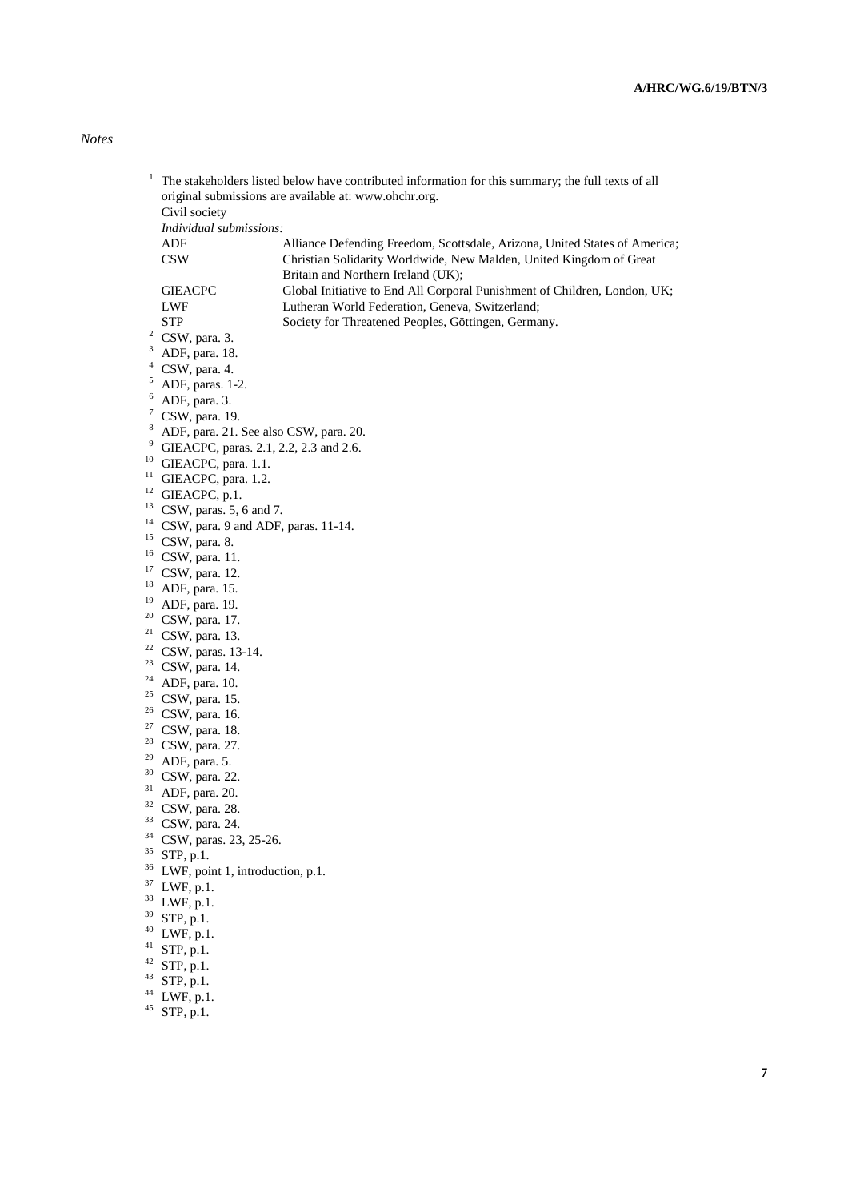*Notes*

[1] The stakeholders listed below have contributed information for this summary; the full texts of all original submissions are available at: www.ohchr.org.

Civil society

*Individual submissions:*

| | |
|---|---|
| ADF | Alliance Defending Freedom, Scottsdale, Arizona, United States of America; |
| CSW | Christian Solidarity Worldwide, New Malden, United Kingdom of Great Britain and Northern Ireland (UK); |
| GIEACPC | Global Initiative to End All Corporal Punishment of Children, London, UK; |
| LWF | Lutheran World Federation, Geneva, Switzerland; |
| STP | Society for Threatened Peoples, Göttingen, Germany. |

[2] CSW, para. 3.
[3] ADF, para. 18.
[4] CSW, para. 4.
[5] ADF, paras. 1-2.
[6] ADF, para. 3.
[7] CSW, para. 19.
[8] ADF, para. 21. See also CSW, para. 20.
[9] GIEACPC, paras. 2.1, 2.2, 2.3 and 2.6.
[10] GIEACPC, para. 1.1.
[11] GIEACPC, para. 1.2.
[12] GIEACPC, p.1.
[13] CSW, paras. 5, 6 and 7.
[14] CSW, para. 9 and ADF, paras. 11-14.
[15] CSW, para. 8.
[16] CSW, para. 11.
[17] CSW, para. 12.
[18] ADF, para. 15.
[19] ADF, para. 19.
[20] CSW, para. 17.
[21] CSW, para. 13.
[22] CSW, paras. 13-14.
[23] CSW, para. 14.
[24] ADF, para. 10.
[25] CSW, para. 15.
[26] CSW, para. 16.
[27] CSW, para. 18.
[28] CSW, para. 27.
[29] ADF, para. 5.
[30] CSW, para. 22.
[31] ADF, para. 20.
[32] CSW, para. 28.
[33] CSW, para. 24.
[34] CSW, paras. 23, 25-26.
[35] STP, p.1.
[36] LWF, point 1, introduction, p.1.
[37] LWF, p.1.
[38] LWF, p.1.
[39] STP, p.1.
[40] LWF, p.1.
[41] STP, p.1.
[42] STP, p.1.
[43] STP, p.1.
[44] LWF, p.1.
[45] STP, p.1.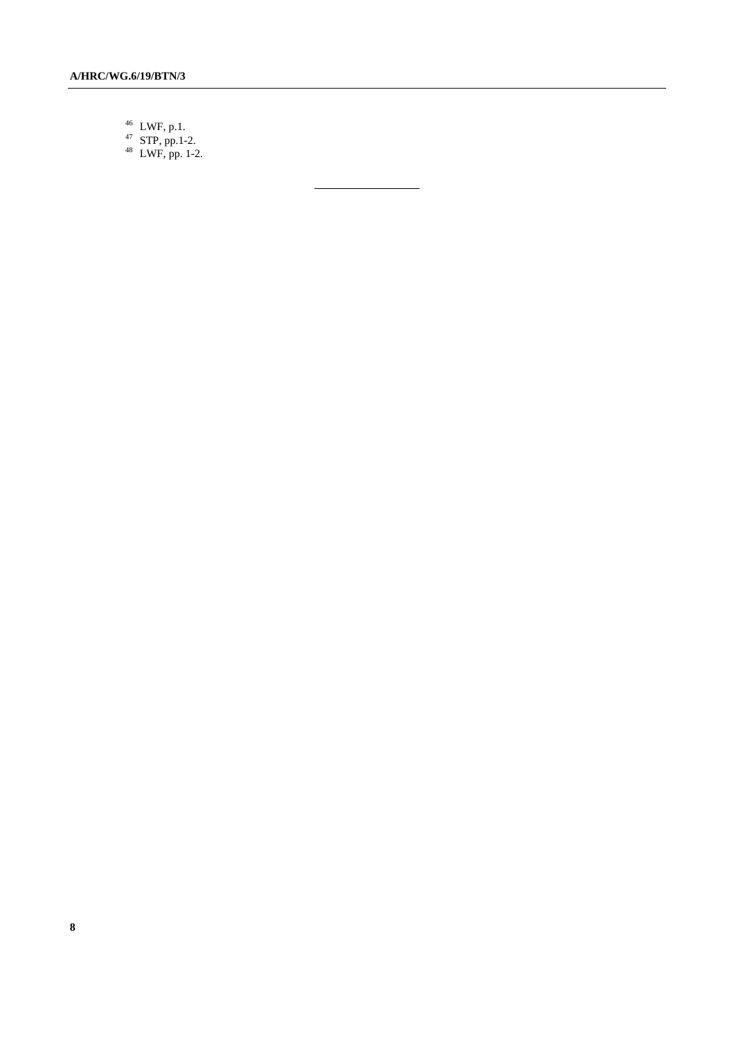[46] LWF, p.1.

[47] STP, pp.1-2.

[48] LWF, pp. 1-2.